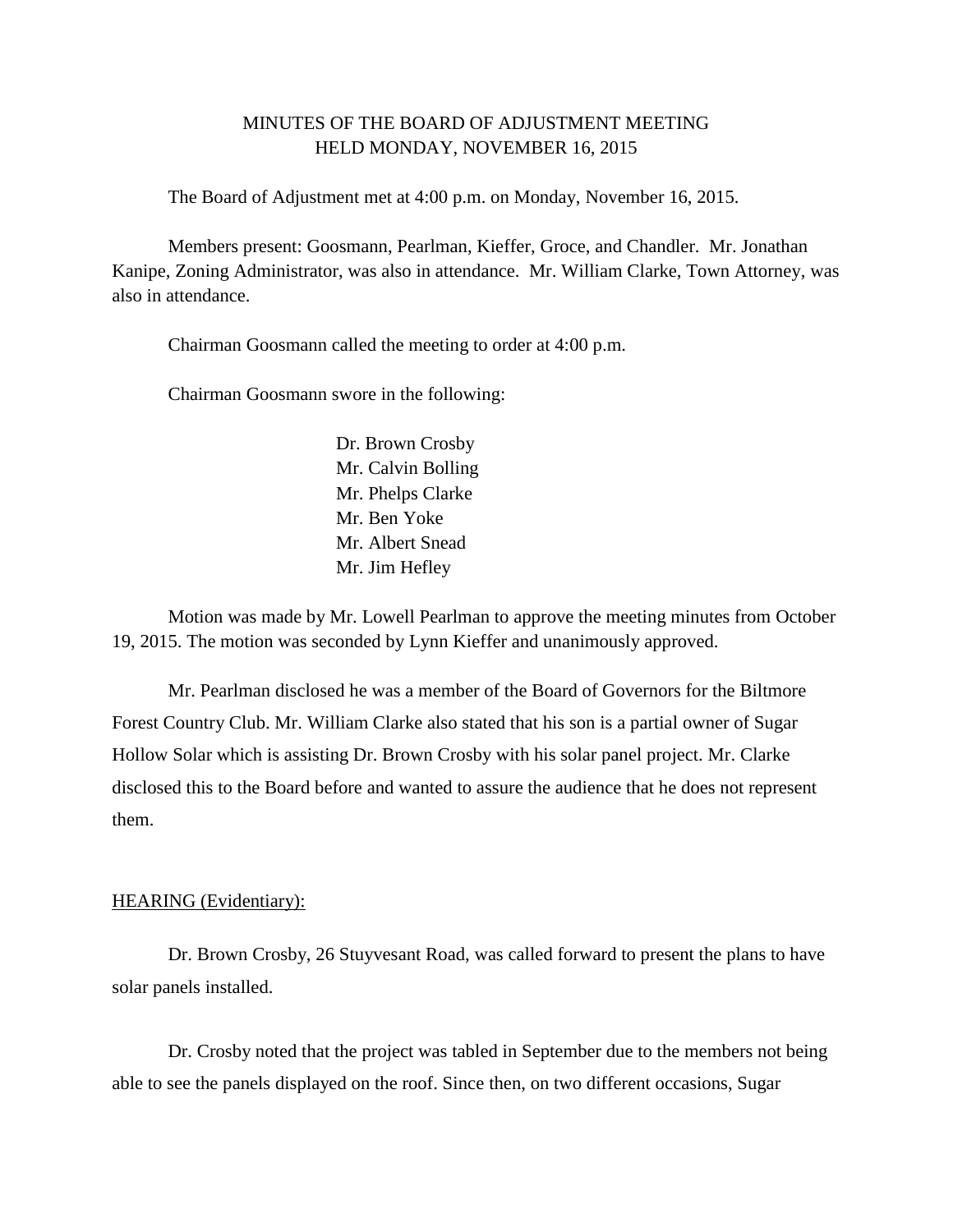MINUTES OF THE BOARD OF ADJUSTMENT MEETING
HELD MONDAY, NOVEMBER 16, 2015

The Board of Adjustment met at 4:00 p.m. on Monday, November 16, 2015.

Members present: Goosmann, Pearlman, Kieffer, Groce, and Chandler. Mr. Jonathan Kanipe, Zoning Administrator, was also in attendance. Mr. William Clarke, Town Attorney, was also in attendance.

Chairman Goosmann called the meeting to order at 4:00 p.m.

Chairman Goosmann swore in the following:

Dr. Brown Crosby
Mr. Calvin Bolling
Mr. Phelps Clarke
Mr. Ben Yoke
Mr. Albert Snead
Mr. Jim Hefley

Motion was made by Mr. Lowell Pearlman to approve the meeting minutes from October 19, 2015. The motion was seconded by Lynn Kieffer and unanimously approved.

Mr. Pearlman disclosed he was a member of the Board of Governors for the Biltmore Forest Country Club. Mr. William Clarke also stated that his son is a partial owner of Sugar Hollow Solar which is assisting Dr. Brown Crosby with his solar panel project. Mr. Clarke disclosed this to the Board before and wanted to assure the audience that he does not represent them.

<u>HEARING (Evidentiary):</u>

Dr. Brown Crosby, 26 Stuyvesant Road, was called forward to present the plans to have solar panels installed.

Dr. Crosby noted that the project was tabled in September due to the members not being able to see the panels displayed on the roof. Since then, on two different occasions, Sugar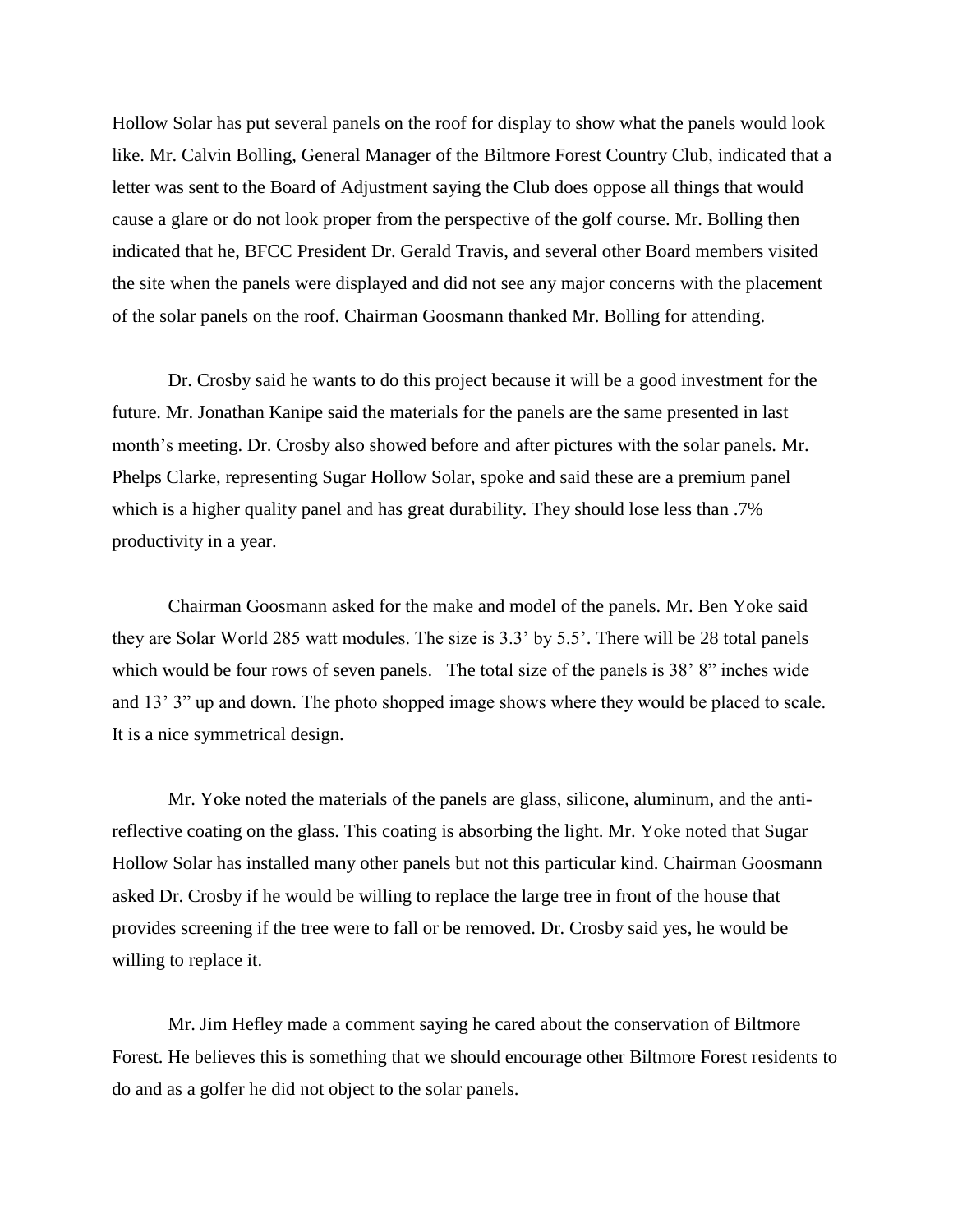Hollow Solar has put several panels on the roof for display to show what the panels would look like. Mr. Calvin Bolling, General Manager of the Biltmore Forest Country Club, indicated that a letter was sent to the Board of Adjustment saying the Club does oppose all things that would cause a glare or do not look proper from the perspective of the golf course. Mr. Bolling then indicated that he, BFCC President Dr. Gerald Travis, and several other Board members visited the site when the panels were displayed and did not see any major concerns with the placement of the solar panels on the roof. Chairman Goosmann thanked Mr. Bolling for attending.

Dr. Crosby said he wants to do this project because it will be a good investment for the future. Mr. Jonathan Kanipe said the materials for the panels are the same presented in last month's meeting. Dr. Crosby also showed before and after pictures with the solar panels. Mr. Phelps Clarke, representing Sugar Hollow Solar, spoke and said these are a premium panel which is a higher quality panel and has great durability. They should lose less than .7% productivity in a year.

Chairman Goosmann asked for the make and model of the panels. Mr. Ben Yoke said they are Solar World 285 watt modules. The size is 3.3' by 5.5'. There will be 28 total panels which would be four rows of seven panels. The total size of the panels is 38' 8" inches wide and 13' 3" up and down. The photo shopped image shows where they would be placed to scale. It is a nice symmetrical design.

Mr. Yoke noted the materials of the panels are glass, silicone, aluminum, and the anti-reflective coating on the glass. This coating is absorbing the light. Mr. Yoke noted that Sugar Hollow Solar has installed many other panels but not this particular kind. Chairman Goosmann asked Dr. Crosby if he would be willing to replace the large tree in front of the house that provides screening if the tree were to fall or be removed. Dr. Crosby said yes, he would be willing to replace it.

Mr. Jim Hefley made a comment saying he cared about the conservation of Biltmore Forest. He believes this is something that we should encourage other Biltmore Forest residents to do and as a golfer he did not object to the solar panels.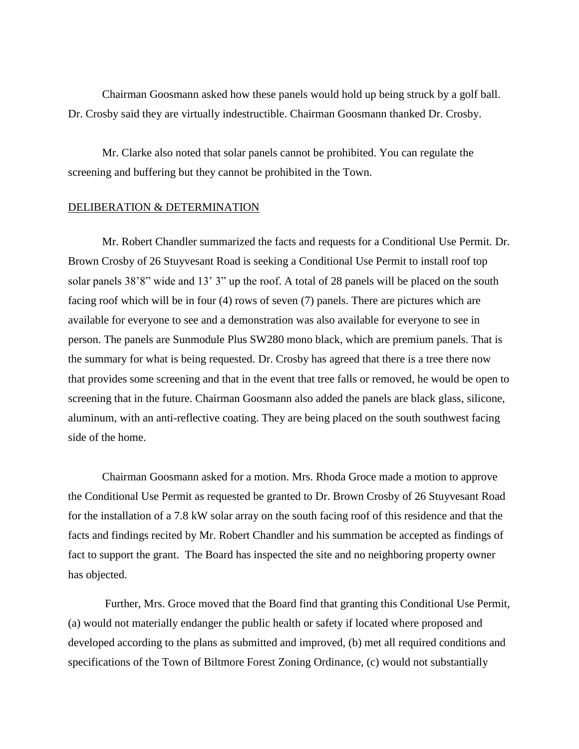Chairman Goosmann asked how these panels would hold up being struck by a golf ball. Dr. Crosby said they are virtually indestructible. Chairman Goosmann thanked Dr. Crosby.

Mr. Clarke also noted that solar panels cannot be prohibited. You can regulate the screening and buffering but they cannot be prohibited in the Town.

<u>DELIBERATION & DETERMINATION</u>

Mr. Robert Chandler summarized the facts and requests for a Conditional Use Permit. Dr. Brown Crosby of 26 Stuyvesant Road is seeking a Conditional Use Permit to install roof top solar panels 38'8" wide and 13' 3" up the roof. A total of 28 panels will be placed on the south facing roof which will be in four (4) rows of seven (7) panels. There are pictures which are available for everyone to see and a demonstration was also available for everyone to see in person. The panels are Sunmodule Plus SW280 mono black, which are premium panels. That is the summary for what is being requested. Dr. Crosby has agreed that there is a tree there now that provides some screening and that in the event that tree falls or removed, he would be open to screening that in the future. Chairman Goosmann also added the panels are black glass, silicone, aluminum, with an anti-reflective coating. They are being placed on the south southwest facing side of the home.

Chairman Goosmann asked for a motion. Mrs. Rhoda Groce made a motion to approve the Conditional Use Permit as requested be granted to Dr. Brown Crosby of 26 Stuyvesant Road for the installation of a 7.8 kW solar array on the south facing roof of this residence and that the facts and findings recited by Mr. Robert Chandler and his summation be accepted as findings of fact to support the grant. The Board has inspected the site and no neighboring property owner has objected.

Further, Mrs. Groce moved that the Board find that granting this Conditional Use Permit, (a) would not materially endanger the public health or safety if located where proposed and developed according to the plans as submitted and improved, (b) met all required conditions and specifications of the Town of Biltmore Forest Zoning Ordinance, (c) would not substantially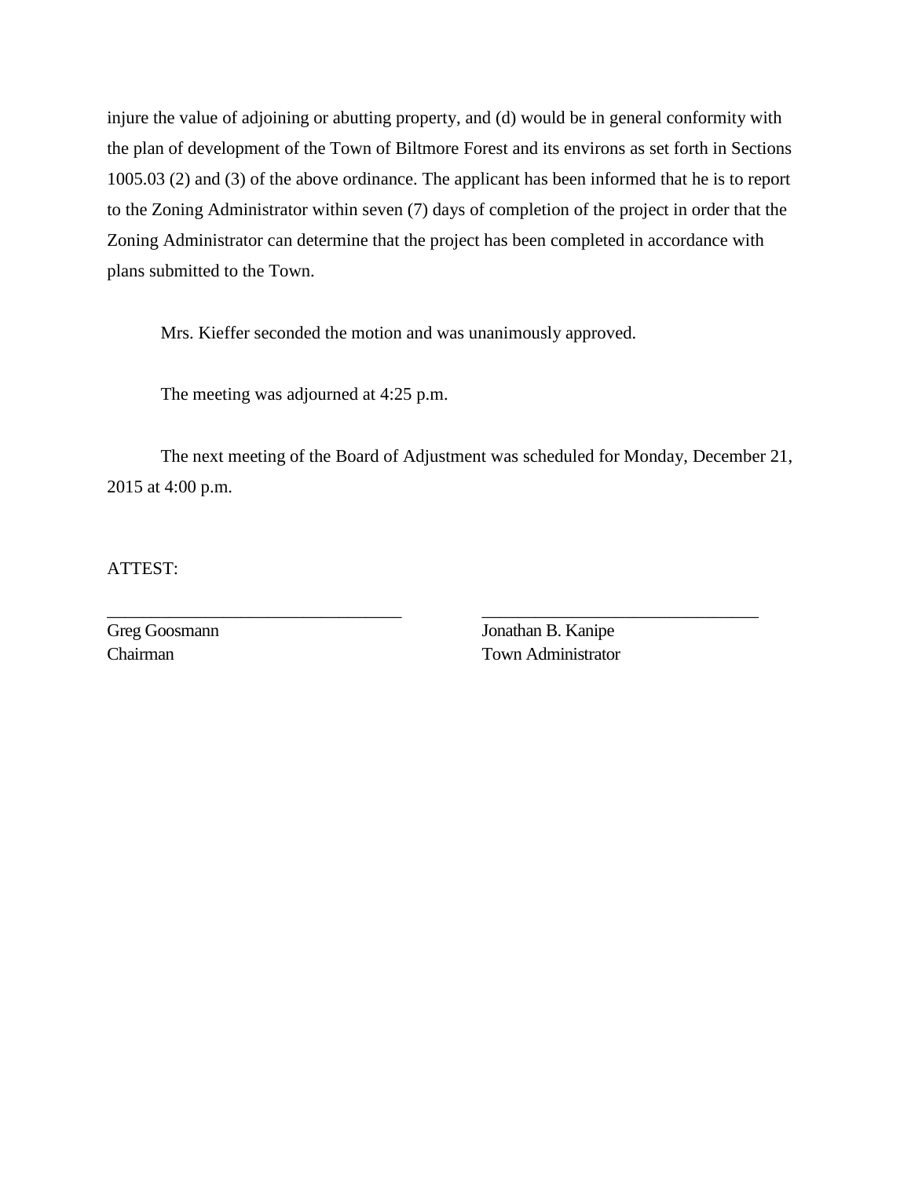injure the value of adjoining or abutting property, and (d) would be in general conformity with the plan of development of the Town of Biltmore Forest and its environs as set forth in Sections 1005.03 (2) and (3) of the above ordinance. The applicant has been informed that he is to report to the Zoning Administrator within seven (7) days of completion of the project in order that the Zoning Administrator can determine that the project has been completed in accordance with plans submitted to the Town.

Mrs. Kieffer seconded the motion and was unanimously approved.

The meeting was adjourned at 4:25 p.m.

The next meeting of the Board of Adjustment was scheduled for Monday, December 21, 2015 at 4:00 p.m.

ATTEST:

\_\_\_\_\_\_\_\_\_\_\_\_\_\_\_\_\_\_\_\_\_\_\_\_\_\_\_\_\_\_\_\_\_\_\_\_ \_\_\_\_\_\_\_\_\_\_\_\_\_\_\_\_\_\_\_\_\_\_\_\_\_\_\_\_\_\_\_\_\_\_
Greg Goosmann
Chairman

Jonathan B. Kanipe
Town Administrator